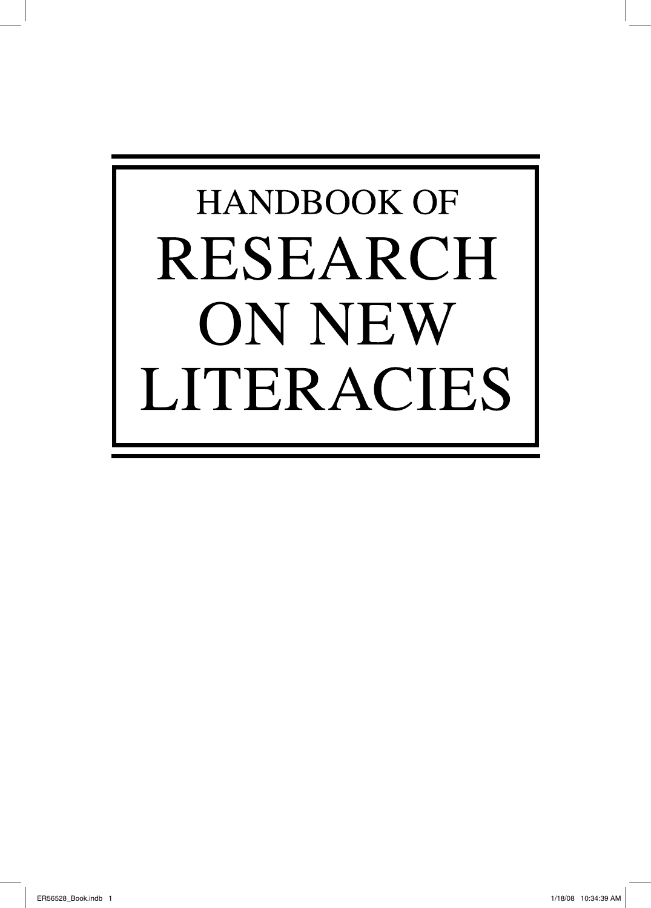# HANDBOOK OF RESEARCH ON NEW LITERACIES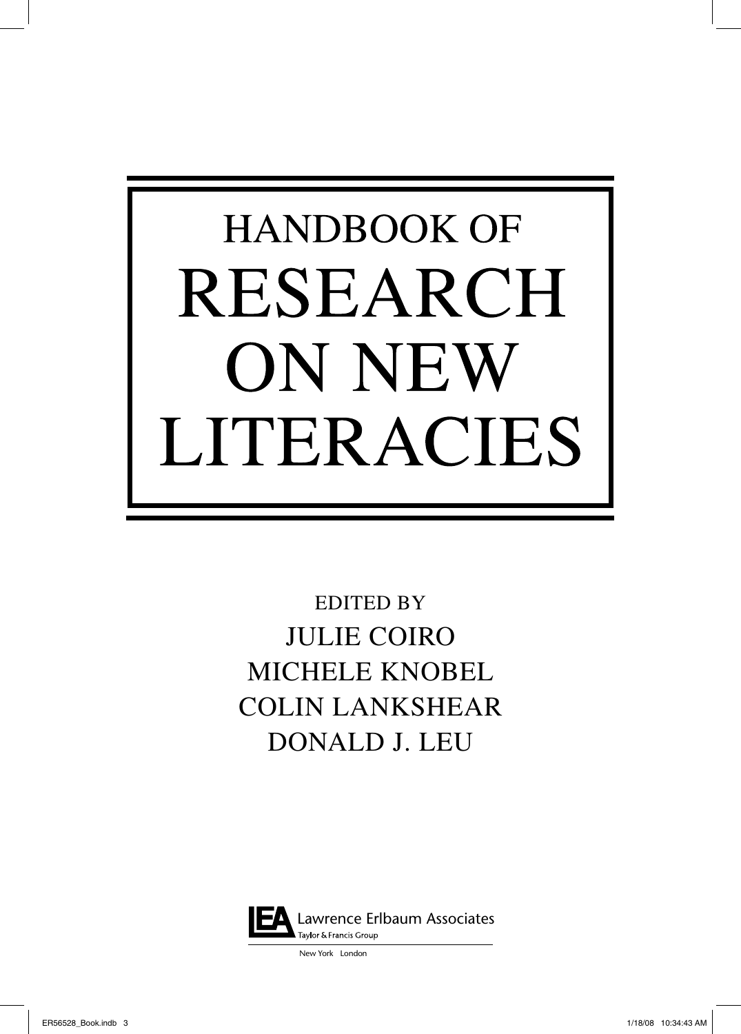# HANDBOOK OF RESEARCH ON NEW LITERACIES

EDITED BY

JULIE COIRO

MICHELE KNOBEL

COLIN LANKSHEAR

DONALD J. LEU

Lawrence Erlbaum Associates
Taylor & Francis Group

New York London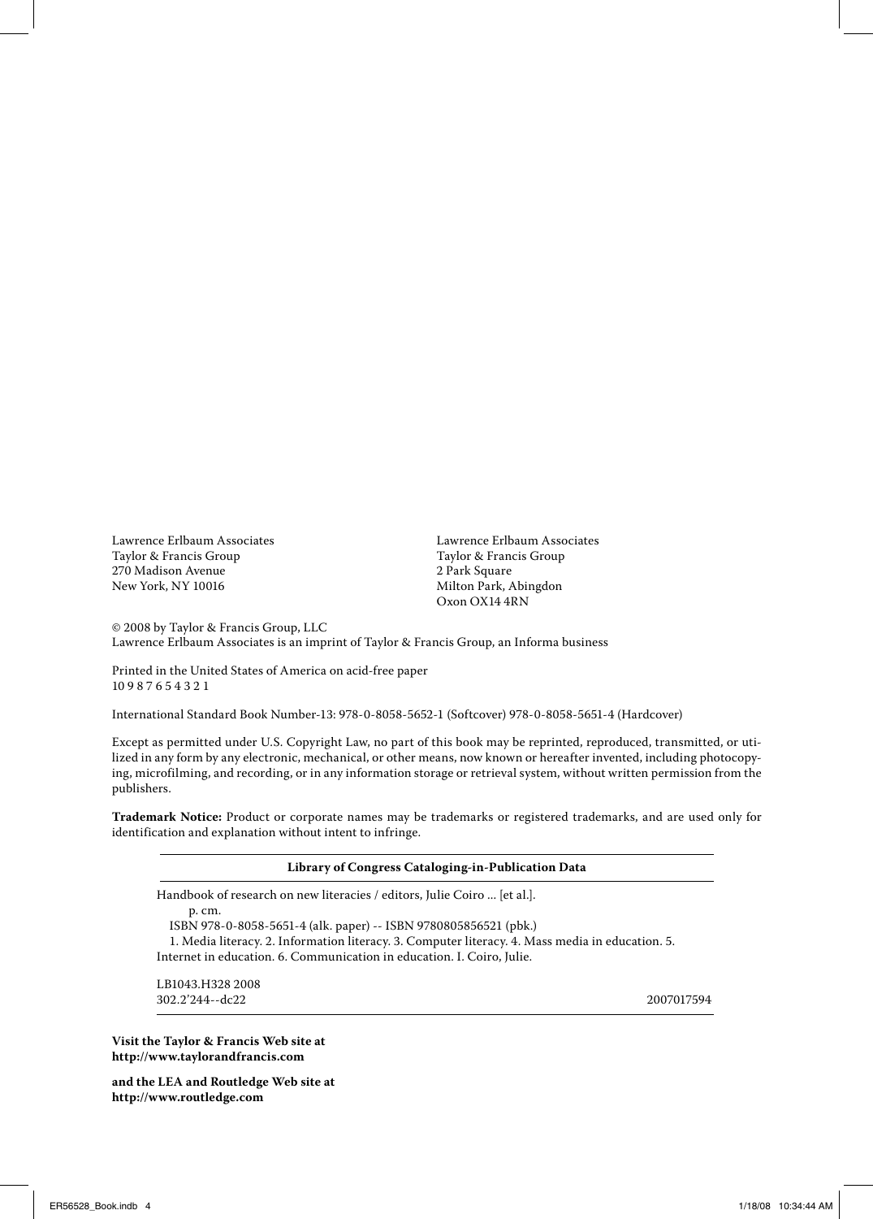Lawrence Erlbaum Associates
Taylor & Francis Group
270 Madison Avenue
New York, NY 10016

Lawrence Erlbaum Associates
Taylor & Francis Group
2 Park Square
Milton Park, Abingdon
Oxon OX14 4RN

© 2008 by Taylor & Francis Group, LLC
Lawrence Erlbaum Associates is an imprint of Taylor & Francis Group, an Informa business

Printed in the United States of America on acid-free paper
10 9 8 7 6 5 4 3 2 1

International Standard Book Number-13: 978-0-8058-5652-1 (Softcover) 978-0-8058-5651-4 (Hardcover)

Except as permitted under U.S. Copyright Law, no part of this book may be reprinted, reproduced, transmitted, or utilized in any form by any electronic, mechanical, or other means, now known or hereafter invented, including photocopying, microfilming, and recording, or in any information storage or retrieval system, without written permission from the publishers.

**Trademark Notice:** Product or corporate names may be trademarks or registered trademarks, and are used only for identification and explanation without intent to infringe.

**Library of Congress Cataloging-in-Publication Data**

Handbook of research on new literacies / editors, Julie Coiro ... [et al.].
p. cm.
ISBN 978-0-8058-5651-4 (alk. paper) -- ISBN 9780805856521 (pbk.)
1. Media literacy. 2. Information literacy. 3. Computer literacy. 4. Mass media in education. 5. Internet in education. 6. Communication in education. I. Coiro, Julie.

LB1043.H328 2008
302.2'244--dc22 2007017594

**Visit the Taylor & Francis Web site at**
**http://www.taylorandfrancis.com**

**and the LEA and Routledge Web site at**
**http://www.routledge.com**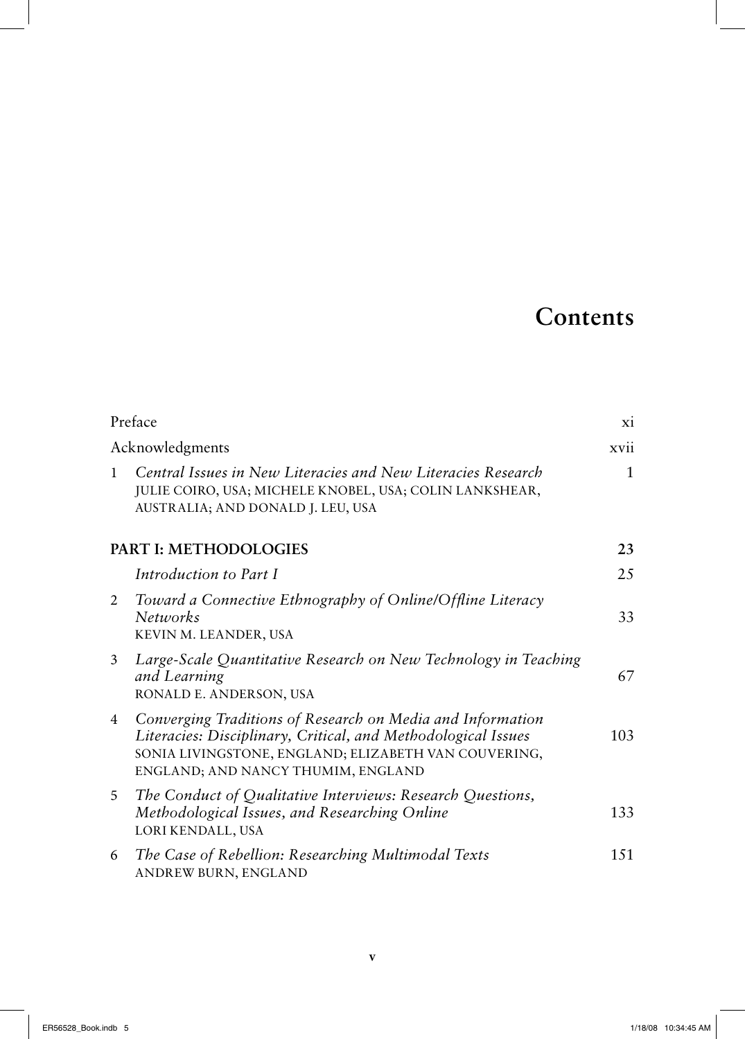# Contents

| | | |
|---|---|---|
| | Preface | xi |
| | Acknowledgments | xvii |
| 1 | *Central Issues in New Literacies and New Literacies Research*<br>JULIE COIRO, USA; MICHELE KNOBEL, USA; COLIN LANKSHEAR, AUSTRALIA; AND DONALD J. LEU, USA | 1 |
| | **PART I: METHODOLOGIES** | **23** |
| | *Introduction to Part I* | 25 |
| 2 | *Toward a Connective Ethnography of Online/Offline Literacy Networks*<br>KEVIN M. LEANDER, USA | 33 |
| 3 | *Large-Scale Quantitative Research on New Technology in Teaching and Learning*<br>RONALD E. ANDERSON, USA | 67 |
| 4 | *Converging Traditions of Research on Media and Information Literacies: Disciplinary, Critical, and Methodological Issues*<br>SONIA LIVINGSTONE, ENGLAND; ELIZABETH VAN COUVERING, ENGLAND; AND NANCY THUMIM, ENGLAND | 103 |
| 5 | *The Conduct of Qualitative Interviews: Research Questions, Methodological Issues, and Researching Online*<br>LORI KENDALL, USA | 133 |
| 6 | *The Case of Rebellion: Researching Multimodal Texts*<br>ANDREW BURN, ENGLAND | 151 |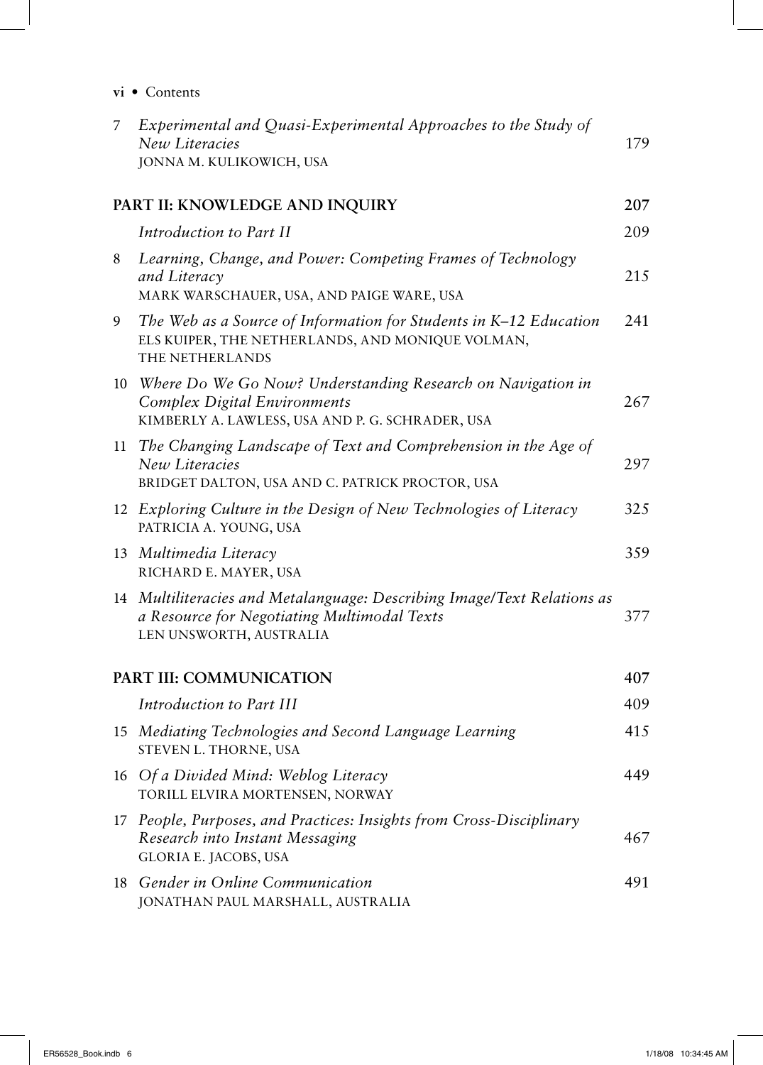| | | |
|---|---|---|
| 7 | *Experimental and Quasi-Experimental Approaches to the Study of New Literacies*<br>JONNA M. KULIKOWICH, USA | 179 |
| | **PART II: KNOWLEDGE AND INQUIRY** | **207** |
| | *Introduction to Part II* | 209 |
| 8 | *Learning, Change, and Power: Competing Frames of Technology and Literacy*<br>MARK WARSCHAUER, USA, AND PAIGE WARE, USA | 215 |
| 9 | *The Web as a Source of Information for Students in K–12 Education*<br>ELS KUIPER, THE NETHERLANDS, AND MONIQUE VOLMAN, THE NETHERLANDS | 241 |
| 10 | *Where Do We Go Now? Understanding Research on Navigation in Complex Digital Environments*<br>KIMBERLY A. LAWLESS, USA AND P. G. SCHRADER, USA | 267 |
| 11 | *The Changing Landscape of Text and Comprehension in the Age of New Literacies*<br>BRIDGET DALTON, USA AND C. PATRICK PROCTOR, USA | 297 |
| 12 | *Exploring Culture in the Design of New Technologies of Literacy*<br>PATRICIA A. YOUNG, USA | 325 |
| 13 | *Multimedia Literacy*<br>RICHARD E. MAYER, USA | 359 |
| 14 | *Multiliteracies and Metalanguage: Describing Image/Text Relations as a Resource for Negotiating Multimodal Texts*<br>LEN UNSWORTH, AUSTRALIA | 377 |
| | **PART III: COMMUNICATION** | **407** |
| | *Introduction to Part III* | 409 |
| 15 | *Mediating Technologies and Second Language Learning*<br>STEVEN L. THORNE, USA | 415 |
| 16 | *Of a Divided Mind: Weblog Literacy*<br>TORILL ELVIRA MORTENSEN, NORWAY | 449 |
| 17 | *People, Purposes, and Practices: Insights from Cross-Disciplinary Research into Instant Messaging*<br>GLORIA E. JACOBS, USA | 467 |
| 18 | *Gender in Online Communication*<br>JONATHAN PAUL MARSHALL, AUSTRALIA | 491 |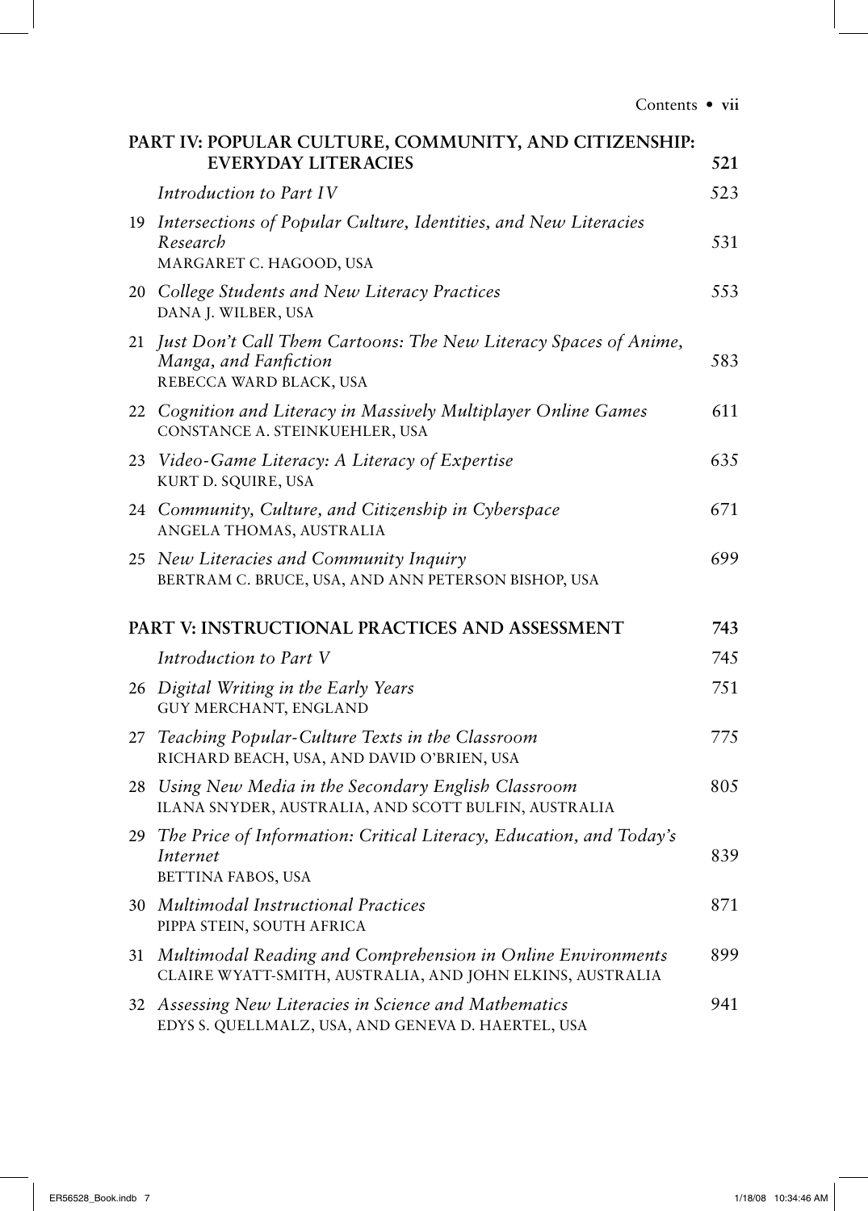## PART IV: POPULAR CULTURE, COMMUNITY, AND CITIZENSHIP: EVERYDAY LITERACIES — 521

*Introduction to Part IV* — 523

19 *Intersections of Popular Culture, Identities, and New Literacies Research* — 531
MARGARET C. HAGOOD, USA

20 *College Students and New Literacy Practices* — 553
DANA J. WILBER, USA

21 *Just Don't Call Them Cartoons: The New Literacy Spaces of Anime, Manga, and Fanfiction* — 583
REBECCA WARD BLACK, USA

22 *Cognition and Literacy in Massively Multiplayer Online Games* — 611
CONSTANCE A. STEINKUEHLER, USA

23 *Video-Game Literacy: A Literacy of Expertise* — 635
KURT D. SQUIRE, USA

24 *Community, Culture, and Citizenship in Cyberspace* — 671
ANGELA THOMAS, AUSTRALIA

25 *New Literacies and Community Inquiry* — 699
BERTRAM C. BRUCE, USA, AND ANN PETERSON BISHOP, USA

## PART V: INSTRUCTIONAL PRACTICES AND ASSESSMENT — 743

*Introduction to Part V* — 745

26 *Digital Writing in the Early Years* — 751
GUY MERCHANT, ENGLAND

27 *Teaching Popular-Culture Texts in the Classroom* — 775
RICHARD BEACH, USA, AND DAVID O'BRIEN, USA

28 *Using New Media in the Secondary English Classroom* — 805
ILANA SNYDER, AUSTRALIA, AND SCOTT BULFIN, AUSTRALIA

29 *The Price of Information: Critical Literacy, Education, and Today's Internet* — 839
BETTINA FABOS, USA

30 *Multimodal Instructional Practices* — 871
PIPPA STEIN, SOUTH AFRICA

31 *Multimodal Reading and Comprehension in Online Environments* — 899
CLAIRE WYATT-SMITH, AUSTRALIA, AND JOHN ELKINS, AUSTRALIA

32 *Assessing New Literacies in Science and Mathematics* — 941
EDYS S. QUELLMALZ, USA, AND GENEVA D. HAERTEL, USA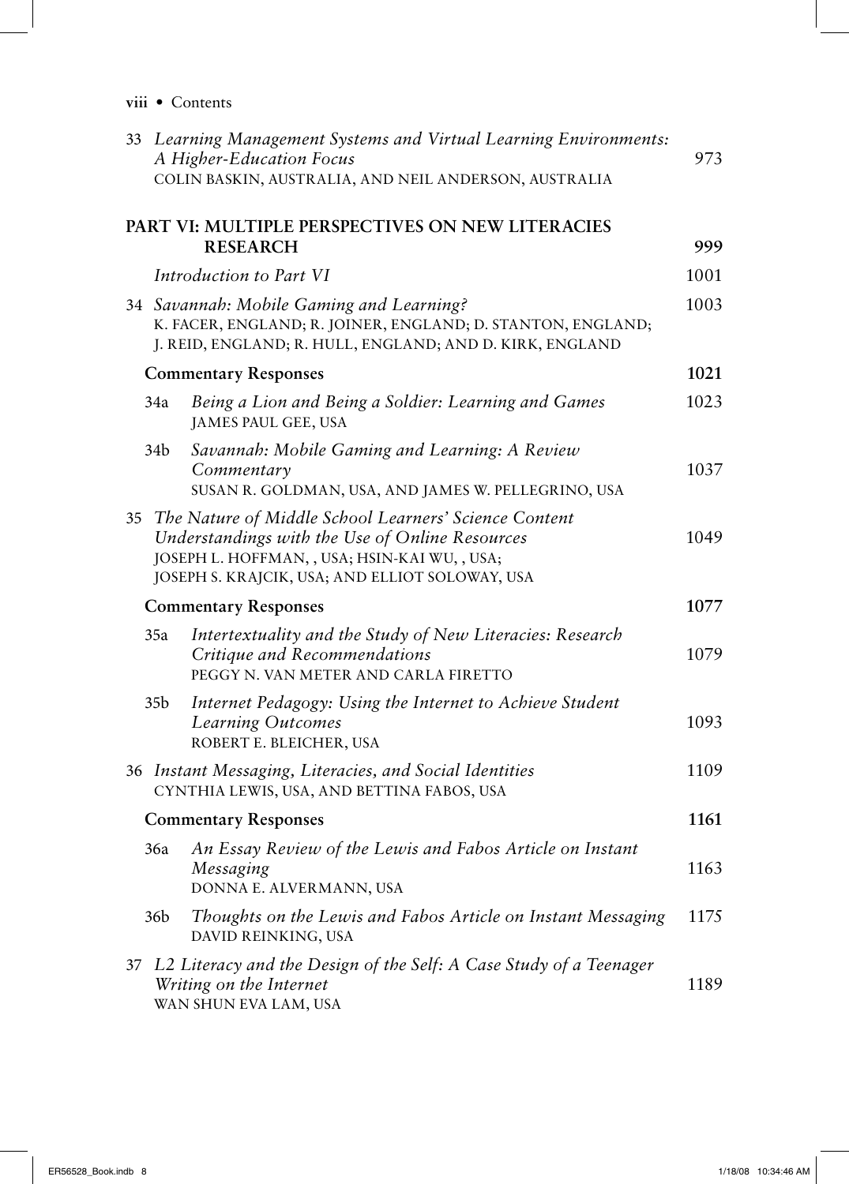33 *Learning Management Systems and Virtual Learning Environments: A Higher-Education Focus* 973
COLIN BASKIN, AUSTRALIA, AND NEIL ANDERSON, AUSTRALIA

## PART VI: MULTIPLE PERSPECTIVES ON NEW LITERACIES RESEARCH 999

*Introduction to Part VI* 1001

34 *Savannah: Mobile Gaming and Learning?* 1003
K. FACER, ENGLAND; R. JOINER, ENGLAND; D. STANTON, ENGLAND; J. REID, ENGLAND; R. HULL, ENGLAND; AND D. KIRK, ENGLAND

**Commentary Responses** **1021**

34a *Being a Lion and Being a Soldier: Learning and Games* 1023
JAMES PAUL GEE, USA

34b *Savannah: Mobile Gaming and Learning: A Review Commentary* 1037
SUSAN R. GOLDMAN, USA, AND JAMES W. PELLEGRINO, USA

35 *The Nature of Middle School Learners' Science Content Understandings with the Use of Online Resources* 1049
JOSEPH L. HOFFMAN, , USA; HSIN-KAI WU, , USA; JOSEPH S. KRAJCIK, USA; AND ELLIOT SOLOWAY, USA

**Commentary Responses** **1077**

35a *Intertextuality and the Study of New Literacies: Research Critique and Recommendations* 1079
PEGGY N. VAN METER AND CARLA FIRETTO

35b *Internet Pedagogy: Using the Internet to Achieve Student Learning Outcomes* 1093
ROBERT E. BLEICHER, USA

36 *Instant Messaging, Literacies, and Social Identities* 1109
CYNTHIA LEWIS, USA, AND BETTINA FABOS, USA

**Commentary Responses** **1161**

36a *An Essay Review of the Lewis and Fabos Article on Instant Messaging* 1163
DONNA E. ALVERMANN, USA

36b *Thoughts on the Lewis and Fabos Article on Instant Messaging* 1175
DAVID REINKING, USA

37 *L2 Literacy and the Design of the Self: A Case Study of a Teenager Writing on the Internet* 1189
WAN SHUN EVA LAM, USA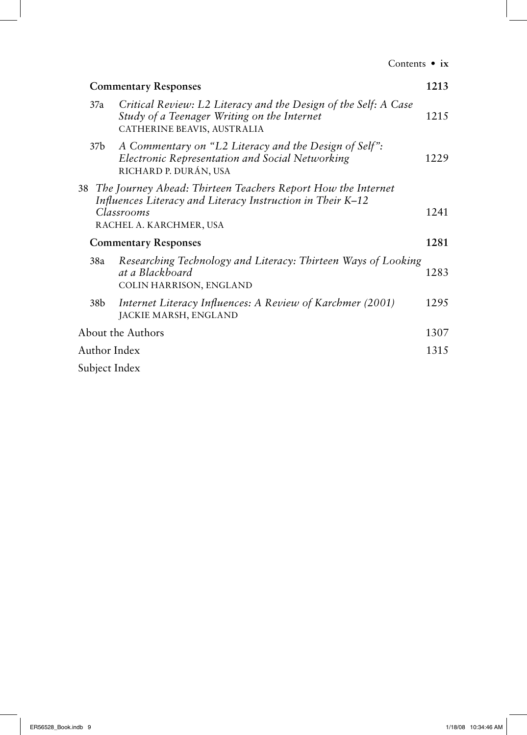**Commentary Responses** 1213

37a *Critical Review: L2 Literacy and the Design of the Self: A Case Study of a Teenager Writing on the Internet* 1215
CATHERINE BEAVIS, AUSTRALIA

37b *A Commentary on "L2 Literacy and the Design of Self": Electronic Representation and Social Networking* 1229
RICHARD P. DURÁN, USA

38 *The Journey Ahead: Thirteen Teachers Report How the Internet Influences Literacy and Literacy Instruction in Their K–12 Classrooms* 1241
RACHEL A. KARCHMER, USA

**Commentary Responses** 1281

38a *Researching Technology and Literacy: Thirteen Ways of Looking at a Blackboard* 1283
COLIN HARRISON, ENGLAND

38b *Internet Literacy Influences: A Review of Karchmer (2001)* 1295
JACKIE MARSH, ENGLAND

About the Authors 1307

Author Index 1315

Subject Index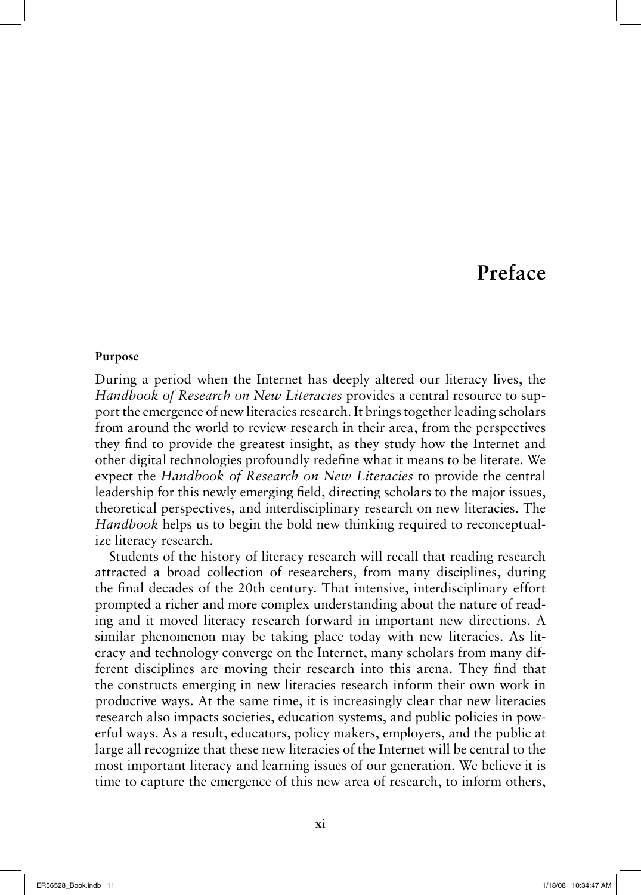# Preface

### Purpose

During a period when the Internet has deeply altered our literacy lives, the *Handbook of Research on New Literacies* provides a central resource to support the emergence of new literacies research. It brings together leading scholars from around the world to review research in their area, from the perspectives they find to provide the greatest insight, as they study how the Internet and other digital technologies profoundly redefine what it means to be literate. We expect the *Handbook of Research on New Literacies* to provide the central leadership for this newly emerging field, directing scholars to the major issues, theoretical perspectives, and interdisciplinary research on new literacies. The *Handbook* helps us to begin the bold new thinking required to reconceptualize literacy research.

Students of the history of literacy research will recall that reading research attracted a broad collection of researchers, from many disciplines, during the final decades of the 20th century. That intensive, interdisciplinary effort prompted a richer and more complex understanding about the nature of reading and it moved literacy research forward in important new directions. A similar phenomenon may be taking place today with new literacies. As literacy and technology converge on the Internet, many scholars from many different disciplines are moving their research into this arena. They find that the constructs emerging in new literacies research inform their own work in productive ways. At the same time, it is increasingly clear that new literacies research also impacts societies, education systems, and public policies in powerful ways. As a result, educators, policy makers, employers, and the public at large all recognize that these new literacies of the Internet will be central to the most important literacy and learning issues of our generation. We believe it is time to capture the emergence of this new area of research, to inform others,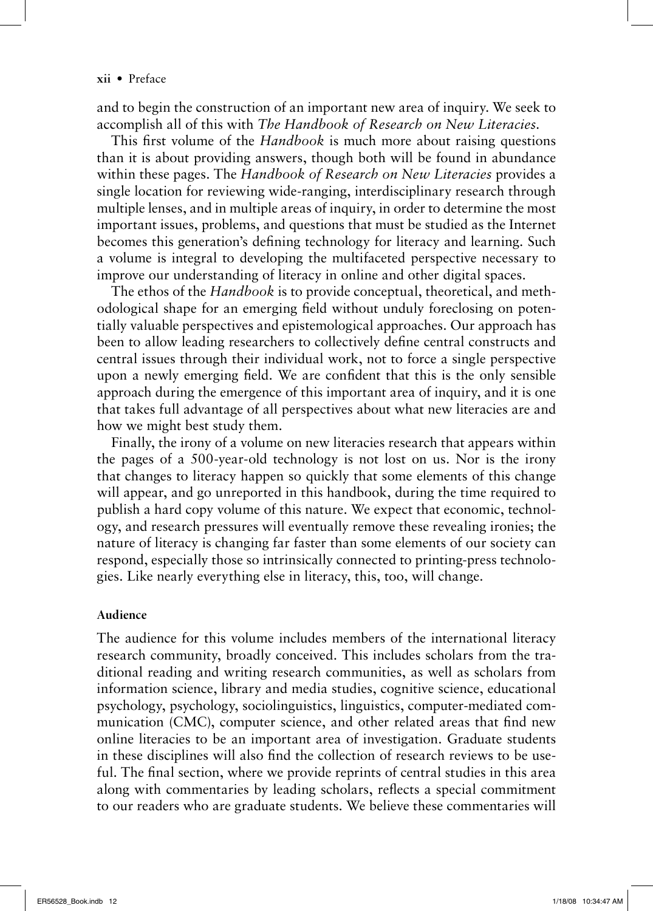and to begin the construction of an important new area of inquiry. We seek to accomplish all of this with *The Handbook of Research on New Literacies*.

This first volume of the *Handbook* is much more about raising questions than it is about providing answers, though both will be found in abundance within these pages. The *Handbook of Research on New Literacies* provides a single location for reviewing wide-ranging, interdisciplinary research through multiple lenses, and in multiple areas of inquiry, in order to determine the most important issues, problems, and questions that must be studied as the Internet becomes this generation's defining technology for literacy and learning. Such a volume is integral to developing the multifaceted perspective necessary to improve our understanding of literacy in online and other digital spaces.

The ethos of the *Handbook* is to provide conceptual, theoretical, and methodological shape for an emerging field without unduly foreclosing on potentially valuable perspectives and epistemological approaches. Our approach has been to allow leading researchers to collectively define central constructs and central issues through their individual work, not to force a single perspective upon a newly emerging field. We are confident that this is the only sensible approach during the emergence of this important area of inquiry, and it is one that takes full advantage of all perspectives about what new literacies are and how we might best study them.

Finally, the irony of a volume on new literacies research that appears within the pages of a 500-year-old technology is not lost on us. Nor is the irony that changes to literacy happen so quickly that some elements of this change will appear, and go unreported in this handbook, during the time required to publish a hard copy volume of this nature. We expect that economic, technology, and research pressures will eventually remove these revealing ironies; the nature of literacy is changing far faster than some elements of our society can respond, especially those so intrinsically connected to printing-press technologies. Like nearly everything else in literacy, this, too, will change.

## Audience

The audience for this volume includes members of the international literacy research community, broadly conceived. This includes scholars from the traditional reading and writing research communities, as well as scholars from information science, library and media studies, cognitive science, educational psychology, psychology, sociolinguistics, linguistics, computer-mediated communication (CMC), computer science, and other related areas that find new online literacies to be an important area of investigation. Graduate students in these disciplines will also find the collection of research reviews to be useful. The final section, where we provide reprints of central studies in this area along with commentaries by leading scholars, reflects a special commitment to our readers who are graduate students. We believe these commentaries will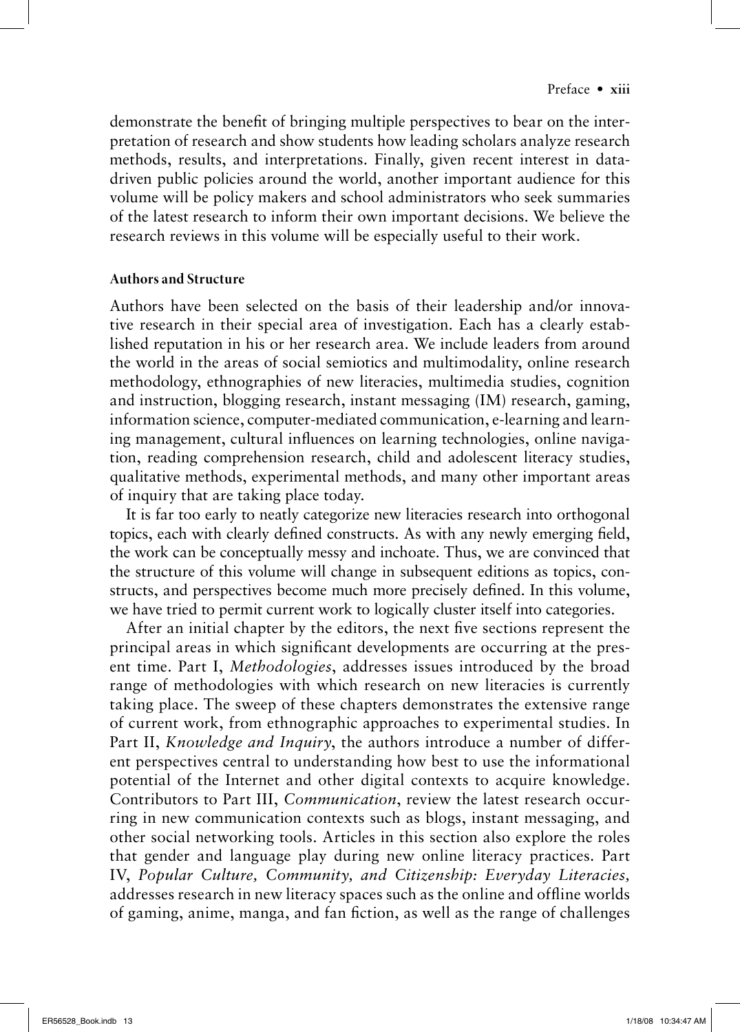demonstrate the benefit of bringing multiple perspectives to bear on the interpretation of research and show students how leading scholars analyze research methods, results, and interpretations. Finally, given recent interest in data-driven public policies around the world, another important audience for this volume will be policy makers and school administrators who seek summaries of the latest research to inform their own important decisions. We believe the research reviews in this volume will be especially useful to their work.

### Authors and Structure

Authors have been selected on the basis of their leadership and/or innovative research in their special area of investigation. Each has a clearly established reputation in his or her research area. We include leaders from around the world in the areas of social semiotics and multimodality, online research methodology, ethnographies of new literacies, multimedia studies, cognition and instruction, blogging research, instant messaging (IM) research, gaming, information science, computer-mediated communication, e-learning and learning management, cultural influences on learning technologies, online navigation, reading comprehension research, child and adolescent literacy studies, qualitative methods, experimental methods, and many other important areas of inquiry that are taking place today.

It is far too early to neatly categorize new literacies research into orthogonal topics, each with clearly defined constructs. As with any newly emerging field, the work can be conceptually messy and inchoate. Thus, we are convinced that the structure of this volume will change in subsequent editions as topics, constructs, and perspectives become much more precisely defined. In this volume, we have tried to permit current work to logically cluster itself into categories.

After an initial chapter by the editors, the next five sections represent the principal areas in which significant developments are occurring at the present time. Part I, *Methodologies*, addresses issues introduced by the broad range of methodologies with which research on new literacies is currently taking place. The sweep of these chapters demonstrates the extensive range of current work, from ethnographic approaches to experimental studies. In Part II, *Knowledge and Inquiry*, the authors introduce a number of different perspectives central to understanding how best to use the informational potential of the Internet and other digital contexts to acquire knowledge. Contributors to Part III, *Communication*, review the latest research occurring in new communication contexts such as blogs, instant messaging, and other social networking tools. Articles in this section also explore the roles that gender and language play during new online literacy practices. Part IV, *Popular Culture, Community, and Citizenship: Everyday Literacies,* addresses research in new literacy spaces such as the online and offline worlds of gaming, anime, manga, and fan fiction, as well as the range of challenges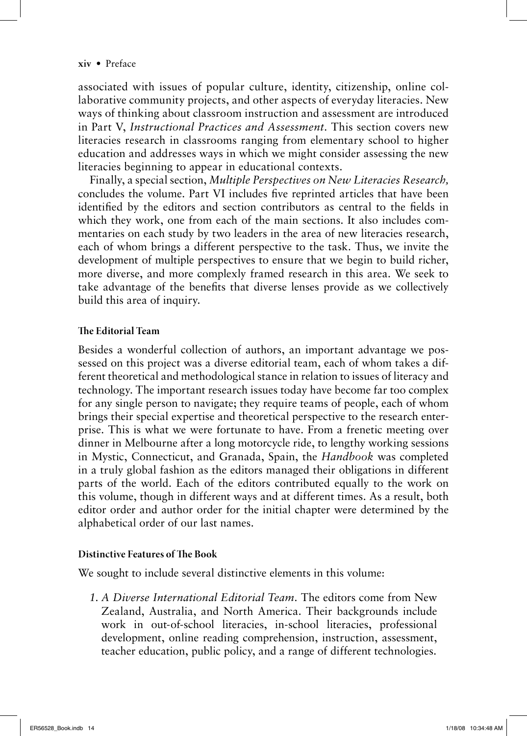associated with issues of popular culture, identity, citizenship, online collaborative community projects, and other aspects of everyday literacies. New ways of thinking about classroom instruction and assessment are introduced in Part V, *Instructional Practices and Assessment*. This section covers new literacies research in classrooms ranging from elementary school to higher education and addresses ways in which we might consider assessing the new literacies beginning to appear in educational contexts.

Finally, a special section, *Multiple Perspectives on New Literacies Research,* concludes the volume. Part VI includes five reprinted articles that have been identified by the editors and section contributors as central to the fields in which they work, one from each of the main sections. It also includes commentaries on each study by two leaders in the area of new literacies research, each of whom brings a different perspective to the task. Thus, we invite the development of multiple perspectives to ensure that we begin to build richer, more diverse, and more complexly framed research in this area. We seek to take advantage of the benefits that diverse lenses provide as we collectively build this area of inquiry.

### The Editorial Team

Besides a wonderful collection of authors, an important advantage we possessed on this project was a diverse editorial team, each of whom takes a different theoretical and methodological stance in relation to issues of literacy and technology. The important research issues today have become far too complex for any single person to navigate; they require teams of people, each of whom brings their special expertise and theoretical perspective to the research enterprise. This is what we were fortunate to have. From a frenetic meeting over dinner in Melbourne after a long motorcycle ride, to lengthy working sessions in Mystic, Connecticut, and Granada, Spain, the *Handbook* was completed in a truly global fashion as the editors managed their obligations in different parts of the world. Each of the editors contributed equally to the work on this volume, though in different ways and at different times. As a result, both editor order and author order for the initial chapter were determined by the alphabetical order of our last names.

### Distinctive Features of The Book

We sought to include several distinctive elements in this volume:

1. *A Diverse International Editorial Team.* The editors come from New Zealand, Australia, and North America. Their backgrounds include work in out-of-school literacies, in-school literacies, professional development, online reading comprehension, instruction, assessment, teacher education, public policy, and a range of different technologies.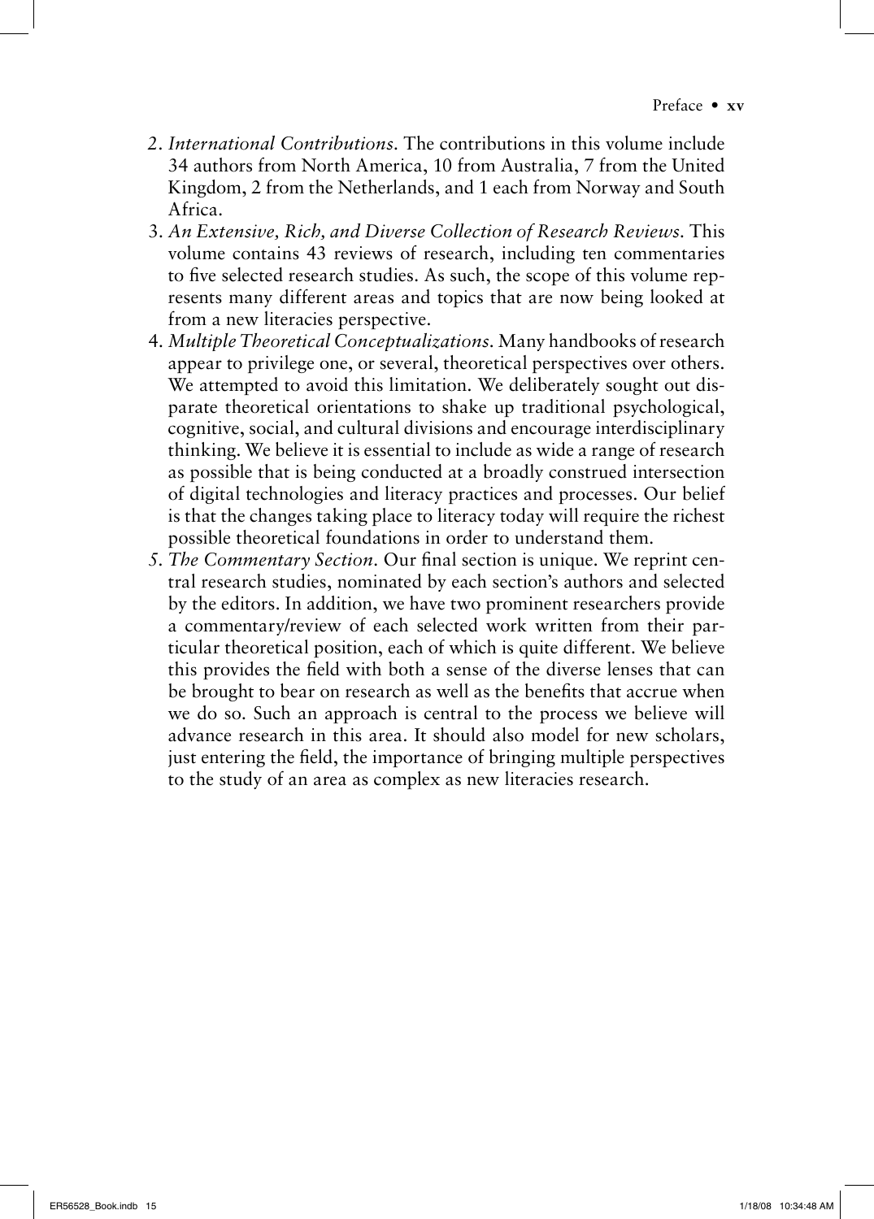2. *International Contributions.* The contributions in this volume include 34 authors from North America, 10 from Australia, 7 from the United Kingdom, 2 from the Netherlands, and 1 each from Norway and South Africa.
3. *An Extensive, Rich, and Diverse Collection of Research Reviews.* This volume contains 43 reviews of research, including ten commentaries to five selected research studies. As such, the scope of this volume represents many different areas and topics that are now being looked at from a new literacies perspective.
4. *Multiple Theoretical Conceptualizations.* Many handbooks of research appear to privilege one, or several, theoretical perspectives over others. We attempted to avoid this limitation. We deliberately sought out disparate theoretical orientations to shake up traditional psychological, cognitive, social, and cultural divisions and encourage interdisciplinary thinking. We believe it is essential to include as wide a range of research as possible that is being conducted at a broadly construed intersection of digital technologies and literacy practices and processes. Our belief is that the changes taking place to literacy today will require the richest possible theoretical foundations in order to understand them.
5. *The Commentary Section.* Our final section is unique. We reprint central research studies, nominated by each section's authors and selected by the editors. In addition, we have two prominent researchers provide a commentary/review of each selected work written from their particular theoretical position, each of which is quite different. We believe this provides the field with both a sense of the diverse lenses that can be brought to bear on research as well as the benefits that accrue when we do so. Such an approach is central to the process we believe will advance research in this area. It should also model for new scholars, just entering the field, the importance of bringing multiple perspectives to the study of an area as complex as new literacies research.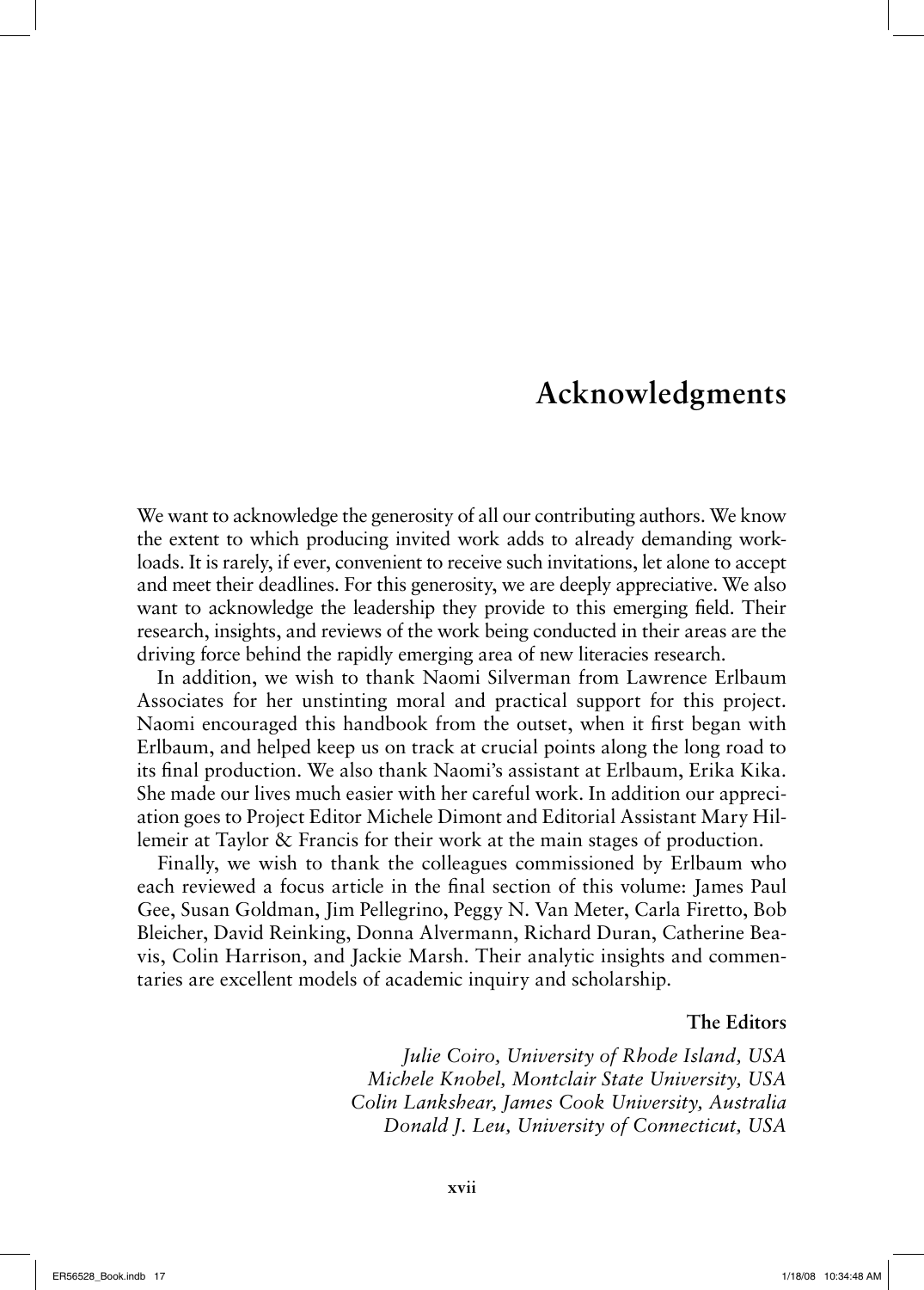# Acknowledgments

We want to acknowledge the generosity of all our contributing authors. We know the extent to which producing invited work adds to already demanding workloads. It is rarely, if ever, convenient to receive such invitations, let alone to accept and meet their deadlines. For this generosity, we are deeply appreciative. We also want to acknowledge the leadership they provide to this emerging field. Their research, insights, and reviews of the work being conducted in their areas are the driving force behind the rapidly emerging area of new literacies research.

In addition, we wish to thank Naomi Silverman from Lawrence Erlbaum Associates for her unstinting moral and practical support for this project. Naomi encouraged this handbook from the outset, when it first began with Erlbaum, and helped keep us on track at crucial points along the long road to its final production. We also thank Naomi's assistant at Erlbaum, Erika Kika. She made our lives much easier with her careful work. In addition our appreciation goes to Project Editor Michele Dimont and Editorial Assistant Mary Hillemeir at Taylor & Francis for their work at the main stages of production.

Finally, we wish to thank the colleagues commissioned by Erlbaum who each reviewed a focus article in the final section of this volume: James Paul Gee, Susan Goldman, Jim Pellegrino, Peggy N. Van Meter, Carla Firetto, Bob Bleicher, David Reinking, Donna Alvermann, Richard Duran, Catherine Beavis, Colin Harrison, and Jackie Marsh. Their analytic insights and commentaries are excellent models of academic inquiry and scholarship.

**The Editors**

*Julie Coiro, University of Rhode Island, USA*
*Michele Knobel, Montclair State University, USA*
*Colin Lankshear, James Cook University, Australia*
*Donald J. Leu, University of Connecticut, USA*